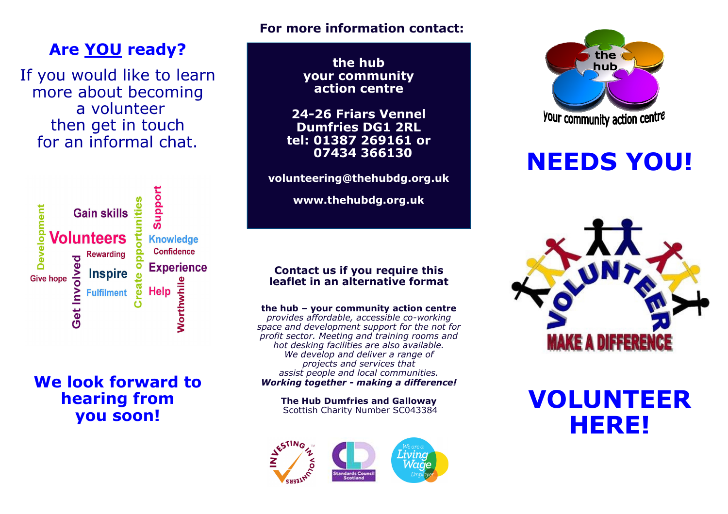## Are YOU ready?

If you would like to learn more about becoming a volunteer then get in touch for an informal chat.

Gain skills · Volunteers · Rewarding · Inspire · Fulfilment · Give hope · Development · Get Involved · Create opportunities · Support · Knowledge · Confidence · Experience · Help · Worthwhile

**We look forward to hearing from you soon!**

**For more information contact:**

**the hub**
**your community action centre**

**24-26 Friars Vennel**
**Dumfries DG1 2RL**
**tel: 01387 269161 or 07434 366130**

**volunteering@thehubdg.org.uk**

**www.thehubdg.org.uk**

**Contact us if you require this leaflet in an alternative format**

**the hub – your community action centre** *provides affordable, accessible co-working space and development support for the not for profit sector. Meeting and training rooms and hot desking facilities are also available. We develop and deliver a range of projects and services that assist people and local communities.*
***Working together - making a difference!***

**The Hub Dumfries and Galloway**
Scottish Charity Number SC043384

Investing in Volunteers · CLD Standards Council Scotland · We are a Living Wage Employer

the hub
your community action centre

# NEEDS YOU!

VOLUNTEER
MAKE A DIFFERENCE

# VOLUNTEER HERE!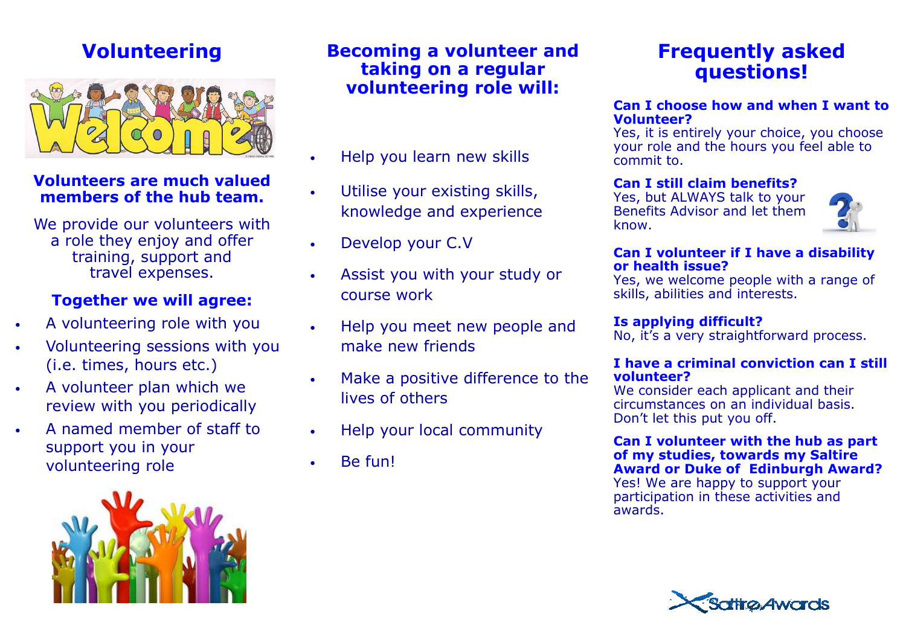# Volunteering

**Volunteers are much valued members of the hub team.**

We provide our volunteers with a role they enjoy and offer training, support and travel expenses.

**Together we will agree:**

- A volunteering role with you
- Volunteering sessions with you (i.e. times, hours etc.)
- A volunteer plan which we review with you periodically
- A named member of staff to support you in your volunteering role

## Becoming a volunteer and taking on a regular volunteering role will:

- Help you learn new skills
- Utilise your existing skills, knowledge and experience
- Develop your C.V
- Assist you with your study or course work
- Help you meet new people and make new friends
- Make a positive difference to the lives of others
- Help your local community
- Be fun!

# Frequently asked questions!

**Can I choose how and when I want to Volunteer?**
Yes, it is entirely your choice, you choose your role and the hours you feel able to commit to.

**Can I still claim benefits?**
Yes, but ALWAYS talk to your Benefits Advisor and let them know.

**Can I volunteer if I have a disability or health issue?**
Yes, we welcome people with a range of skills, abilities and interests.

**Is applying difficult?**
No, it's a very straightforward process.

**I have a criminal conviction can I still volunteer?**
We consider each applicant and their circumstances on an individual basis. Don't let this put you off.

**Can I volunteer with the hub as part of my studies, towards my Saltire Award or Duke of Edinburgh Award?**
Yes! We are happy to support your participation in these activities and awards.

Saltire Awards